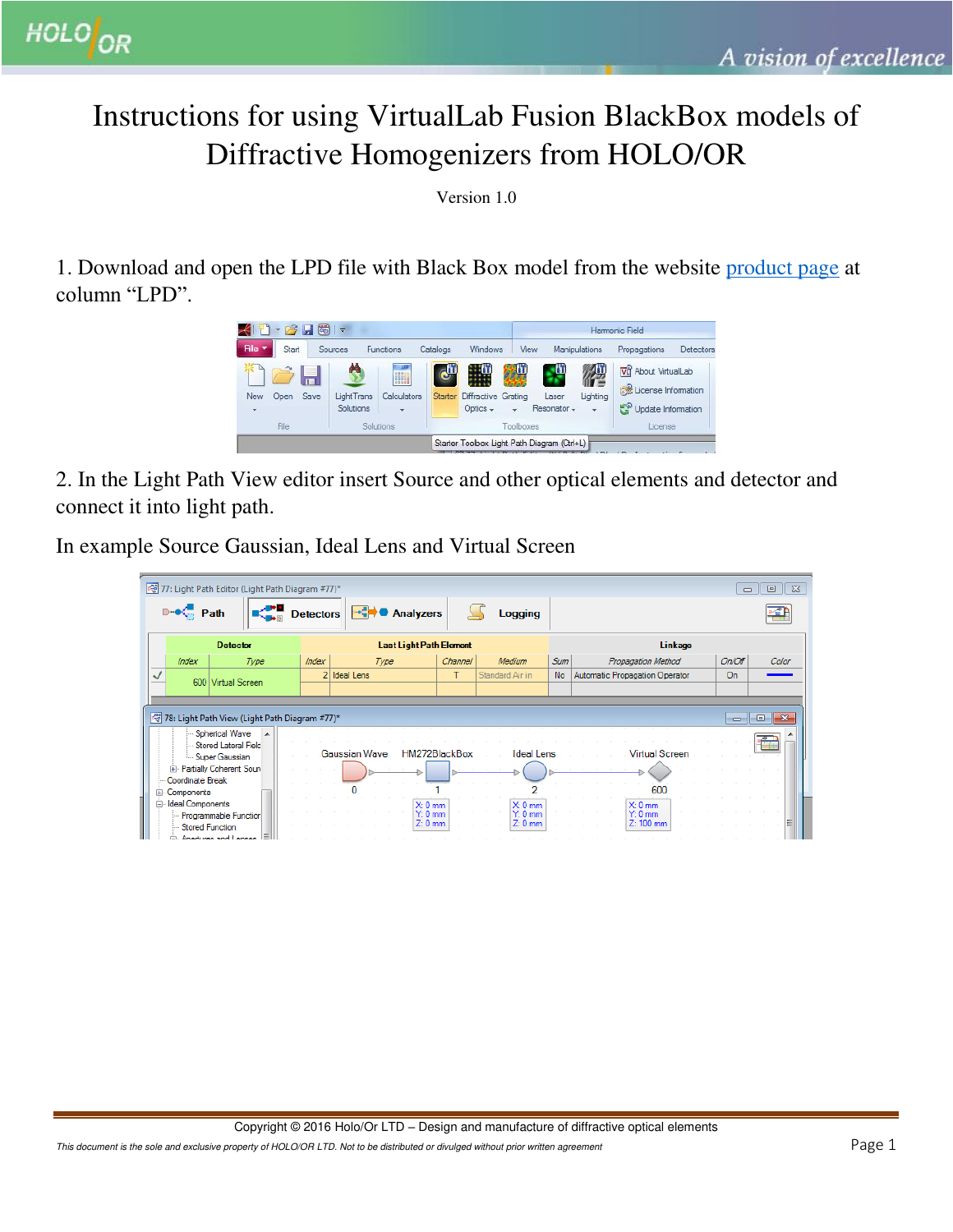# Instructions for using VirtualLab Fusion BlackBox models of Diffractive Homogenizers from HOLO/OR

Version 1.0

1. Download and open the LPD file with Black Box model from the website product page at column “LPD”.

2. In the Light Path View editor insert Source and other optical elements and detector and connect it into light path.

In example Source Gaussian, Ideal Lens and Virtual Screen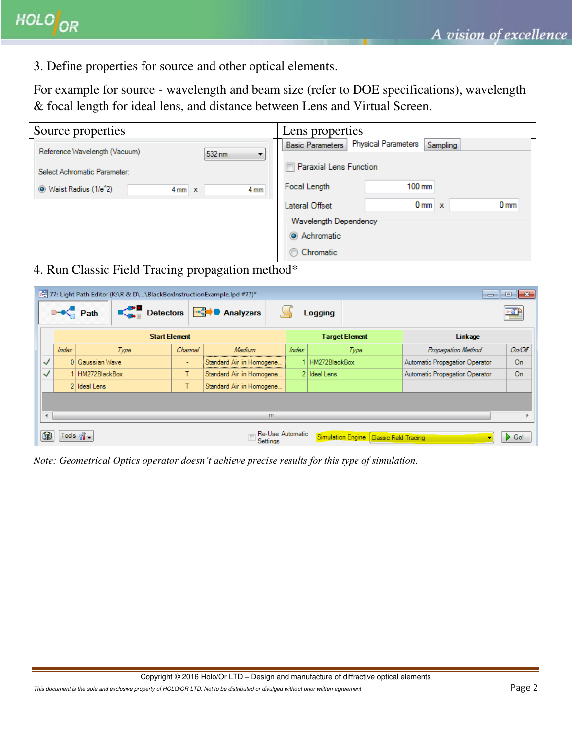3. Define properties for source and other optical elements.

For example for source - wavelength and beam size (refer to DOE specifications), wavelength & focal length for ideal lens, and distance between Lens and Virtual Screen.

| Source properties | Lens properties |
|---|---|
| Reference Wavelength (Vacuum): 532 nm<br>Select Achromatic Parameter:<br>Waist Radius (1/e^2): 4 mm x 4 mm | Basic Parameters / Physical Parameters / Sampling<br>Paraxial Lens Function<br>Focal Length: 100 mm<br>Lateral Offset: 0 mm x 0 mm<br>Wavelength Dependency: Achromatic / Chromatic |

4. Run Classic Field Tracing propagation method*

77: Light Path Editor (K:\R & D\...\BlackBoxInstructionExample.lpd #77)*

Path | Detectors | Analyzers | Logging

| | Start Element | | | | Target Element | | Linkage | |
|---|---|---|---|---|---|---|---|---|
| | Index | Type | Channel | Medium | Index | Type | Propagation Method | On/Off |
| ✓ | 0 | Gaussian Wave | - | Standard Air in Homogene... | 1 | HM272BlackBox | Automatic Propagation Operator | On |
| ✓ | 1 | HM272BlackBox | T | Standard Air in Homogene... | 2 | Ideal Lens | Automatic Propagation Operator | On |
| | 2 | Ideal Lens | T | Standard Air in Homogene... | | | | |

Tools | Re-Use Automatic Settings | Simulation Engine: Classic Field Tracing | Go!

*Note: Geometrical Optics operator doesn't achieve precise results for this type of simulation.*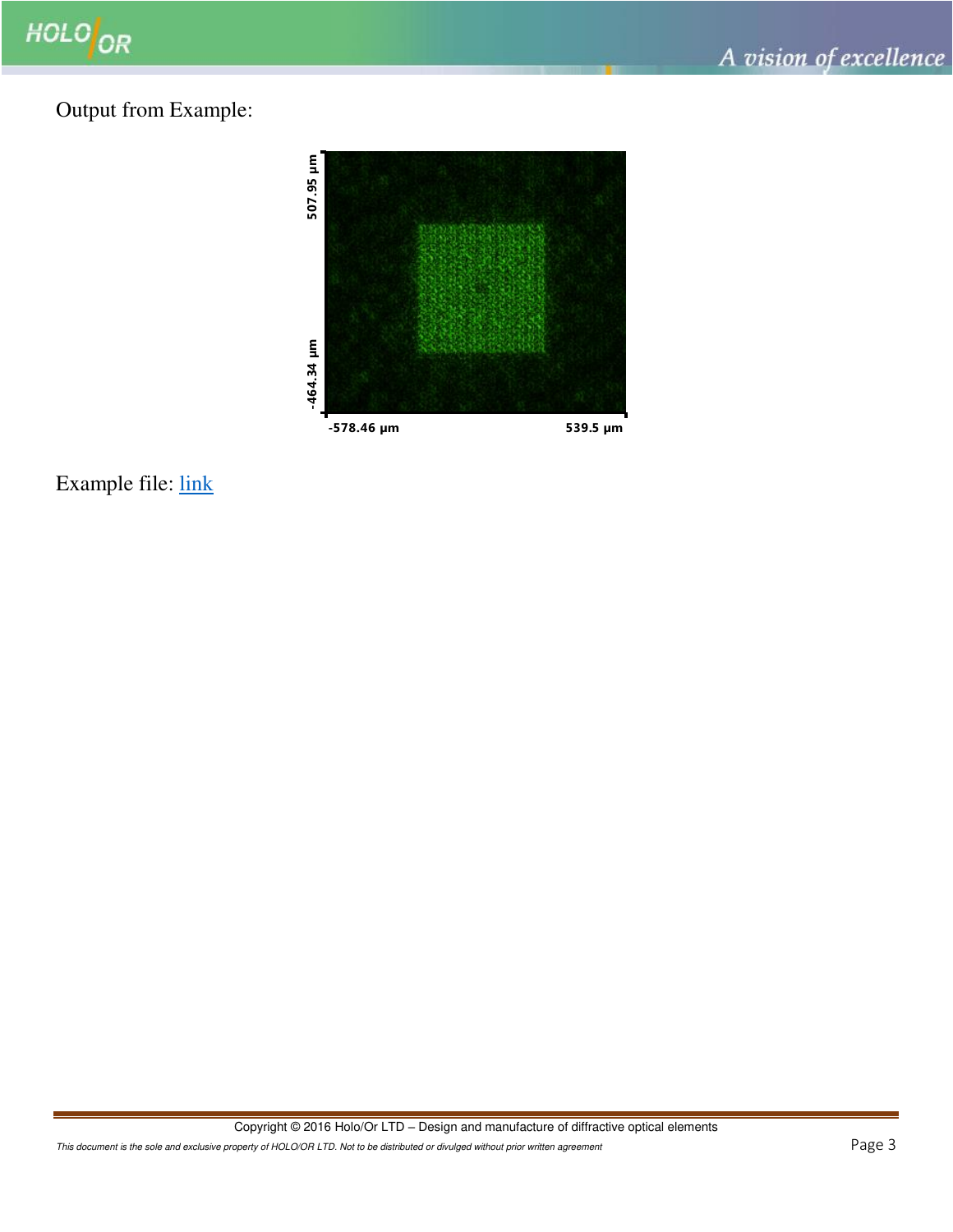Output from Example:

507.95 µm

-464.34 µm

-578.46 µm

539.5 µm

Example file: [link]